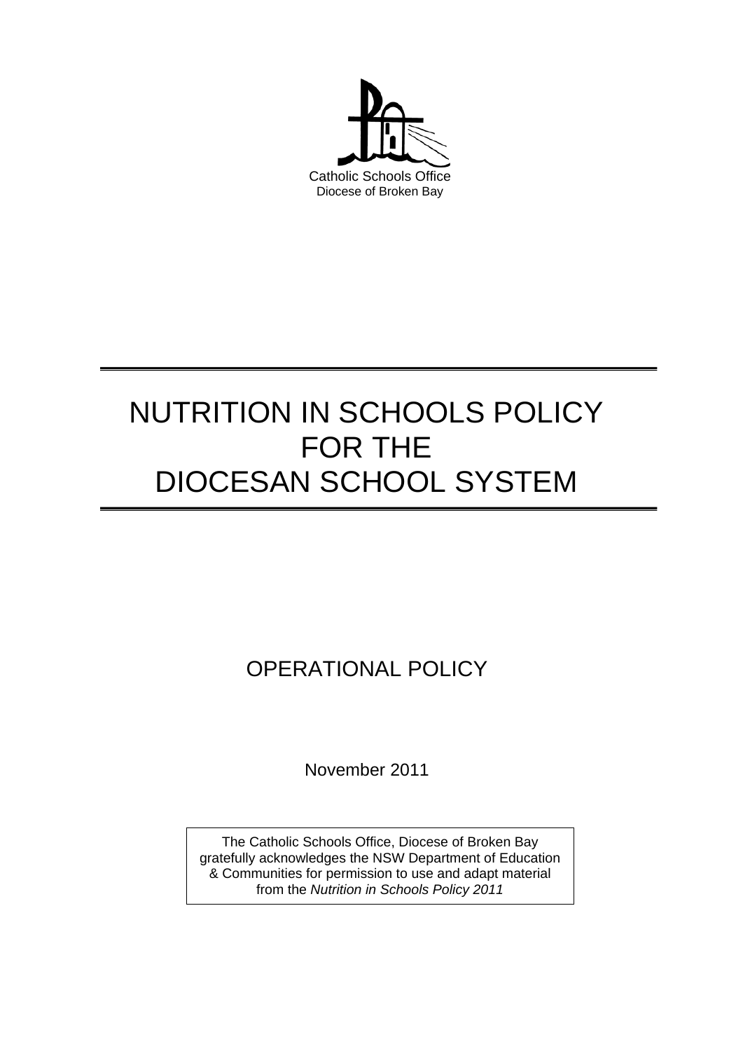Catholic Schools Office
Diocese of Broken Bay

# NUTRITION IN SCHOOLS POLICY FOR THE DIOCESAN SCHOOL SYSTEM

## OPERATIONAL POLICY

November 2011

The Catholic Schools Office, Diocese of Broken Bay gratefully acknowledges the NSW Department of Education & Communities for permission to use and adapt material from the *Nutrition in Schools Policy 2011*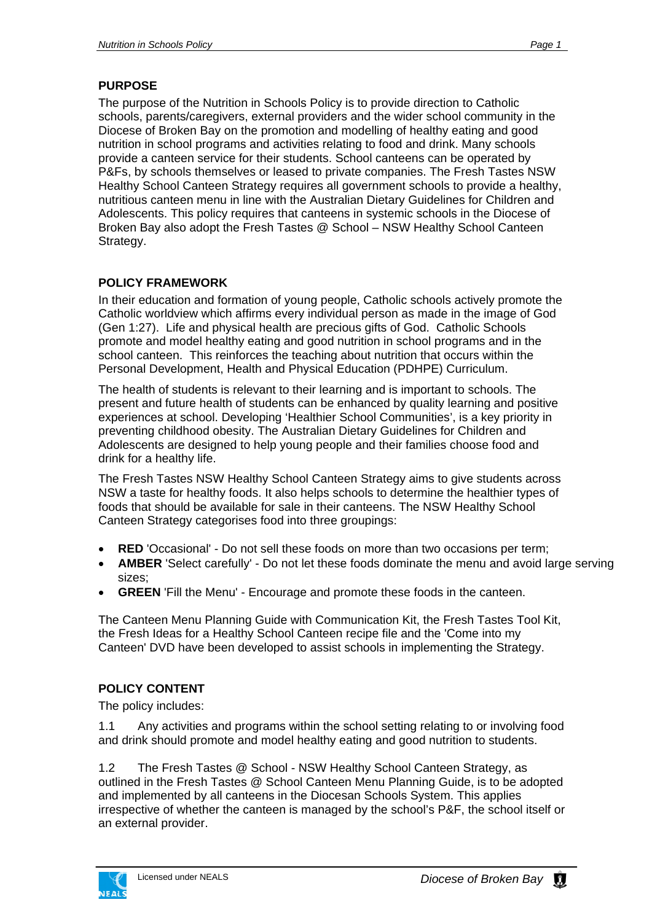## PURPOSE

The purpose of the Nutrition in Schools Policy is to provide direction to Catholic schools, parents/caregivers, external providers and the wider school community in the Diocese of Broken Bay on the promotion and modelling of healthy eating and good nutrition in school programs and activities relating to food and drink. Many schools provide a canteen service for their students. School canteens can be operated by P&Fs, by schools themselves or leased to private companies. The Fresh Tastes NSW Healthy School Canteen Strategy requires all government schools to provide a healthy, nutritious canteen menu in line with the Australian Dietary Guidelines for Children and Adolescents. This policy requires that canteens in systemic schools in the Diocese of Broken Bay also adopt the Fresh Tastes @ School – NSW Healthy School Canteen Strategy.

## POLICY FRAMEWORK

In their education and formation of young people, Catholic schools actively promote the Catholic worldview which affirms every individual person as made in the image of God (Gen 1:27). Life and physical health are precious gifts of God. Catholic Schools promote and model healthy eating and good nutrition in school programs and in the school canteen. This reinforces the teaching about nutrition that occurs within the Personal Development, Health and Physical Education (PDHPE) Curriculum.

The health of students is relevant to their learning and is important to schools. The present and future health of students can be enhanced by quality learning and positive experiences at school. Developing 'Healthier School Communities', is a key priority in preventing childhood obesity. The Australian Dietary Guidelines for Children and Adolescents are designed to help young people and their families choose food and drink for a healthy life.

The Fresh Tastes NSW Healthy School Canteen Strategy aims to give students across NSW a taste for healthy foods. It also helps schools to determine the healthier types of foods that should be available for sale in their canteens. The NSW Healthy School Canteen Strategy categorises food into three groupings:

- **RED** 'Occasional' - Do not sell these foods on more than two occasions per term;
- **AMBER** 'Select carefully' - Do not let these foods dominate the menu and avoid large serving sizes;
- **GREEN** 'Fill the Menu' - Encourage and promote these foods in the canteen.

The Canteen Menu Planning Guide with Communication Kit, the Fresh Tastes Tool Kit, the Fresh Ideas for a Healthy School Canteen recipe file and the 'Come into my Canteen' DVD have been developed to assist schools in implementing the Strategy.

## POLICY CONTENT

The policy includes:

1.1 Any activities and programs within the school setting relating to or involving food and drink should promote and model healthy eating and good nutrition to students.

1.2 The Fresh Tastes @ School - NSW Healthy School Canteen Strategy, as outlined in the Fresh Tastes @ School Canteen Menu Planning Guide, is to be adopted and implemented by all canteens in the Diocesan Schools System. This applies irrespective of whether the canteen is managed by the school's P&F, the school itself or an external provider.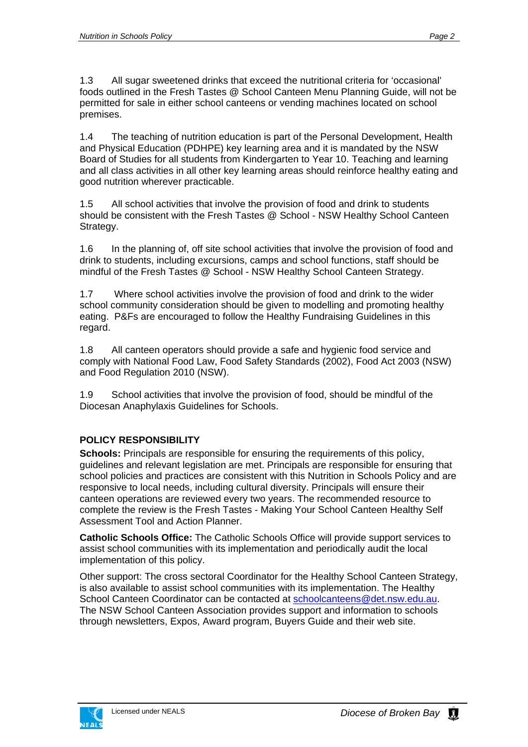1.3 All sugar sweetened drinks that exceed the nutritional criteria for 'occasional' foods outlined in the Fresh Tastes @ School Canteen Menu Planning Guide, will not be permitted for sale in either school canteens or vending machines located on school premises.

1.4 The teaching of nutrition education is part of the Personal Development, Health and Physical Education (PDHPE) key learning area and it is mandated by the NSW Board of Studies for all students from Kindergarten to Year 10. Teaching and learning and all class activities in all other key learning areas should reinforce healthy eating and good nutrition wherever practicable.

1.5 All school activities that involve the provision of food and drink to students should be consistent with the Fresh Tastes @ School - NSW Healthy School Canteen Strategy.

1.6 In the planning of, off site school activities that involve the provision of food and drink to students, including excursions, camps and school functions, staff should be mindful of the Fresh Tastes @ School - NSW Healthy School Canteen Strategy.

1.7 Where school activities involve the provision of food and drink to the wider school community consideration should be given to modelling and promoting healthy eating. P&Fs are encouraged to follow the Healthy Fundraising Guidelines in this regard.

1.8 All canteen operators should provide a safe and hygienic food service and comply with National Food Law, Food Safety Standards (2002), Food Act 2003 (NSW) and Food Regulation 2010 (NSW).

1.9 School activities that involve the provision of food, should be mindful of the Diocesan Anaphylaxis Guidelines for Schools.

## POLICY RESPONSIBILITY

**Schools:** Principals are responsible for ensuring the requirements of this policy, guidelines and relevant legislation are met. Principals are responsible for ensuring that school policies and practices are consistent with this Nutrition in Schools Policy and are responsive to local needs, including cultural diversity. Principals will ensure their canteen operations are reviewed every two years. The recommended resource to complete the review is the Fresh Tastes - Making Your School Canteen Healthy Self Assessment Tool and Action Planner.

**Catholic Schools Office:** The Catholic Schools Office will provide support services to assist school communities with its implementation and periodically audit the local implementation of this policy.

Other support: The cross sectoral Coordinator for the Healthy School Canteen Strategy, is also available to assist school communities with its implementation. The Healthy School Canteen Coordinator can be contacted at schoolcanteens@det.nsw.edu.au. The NSW School Canteen Association provides support and information to schools through newsletters, Expos, Award program, Buyers Guide and their web site.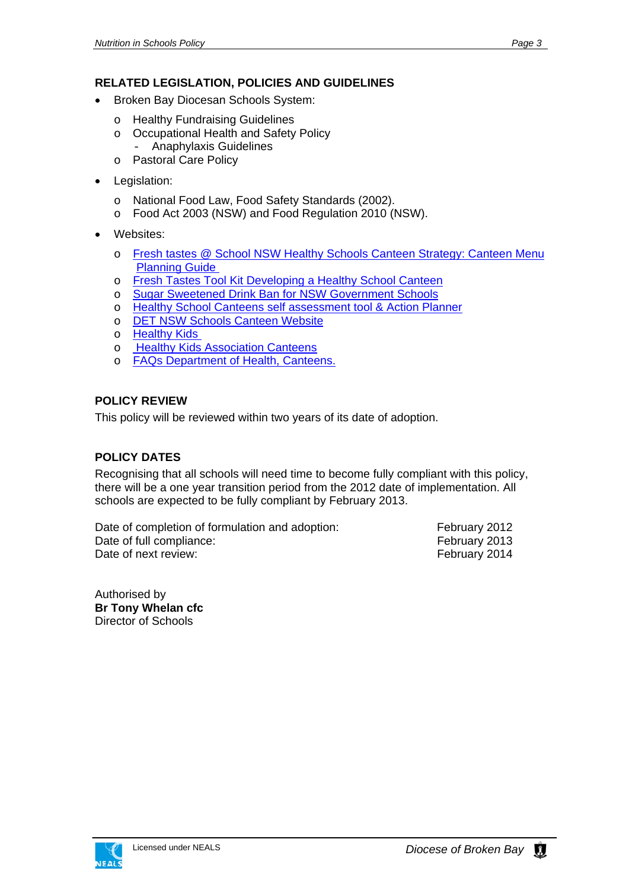## RELATED LEGISLATION, POLICIES AND GUIDELINES

- Broken Bay Diocesan Schools System:
  - Healthy Fundraising Guidelines
  - Occupational Health and Safety Policy
    - Anaphylaxis Guidelines
  - Pastoral Care Policy
- Legislation:
  - National Food Law, Food Safety Standards (2002).
  - Food Act 2003 (NSW) and Food Regulation 2010 (NSW).
- Websites:
  - Fresh tastes @ School NSW Healthy Schools Canteen Strategy: Canteen Menu Planning Guide
  - Fresh Tastes Tool Kit Developing a Healthy School Canteen
  - Sugar Sweetened Drink Ban for NSW Government Schools
  - Healthy School Canteens self assessment tool & Action Planner
  - DET NSW Schools Canteen Website
  - Healthy Kids
  - Healthy Kids Association Canteens
  - FAQs Department of Health, Canteens.

## POLICY REVIEW

This policy will be reviewed within two years of its date of adoption.

## POLICY DATES

Recognising that all schools will need time to become fully compliant with this policy, there will be a one year transition period from the 2012 date of implementation. All schools are expected to be fully compliant by February 2013.

| | |
|---|---|
| Date of completion of formulation and adoption: | February 2012 |
| Date of full compliance: | February 2013 |
| Date of next review: | February 2014 |

Authorised by
**Br Tony Whelan cfc**
Director of Schools